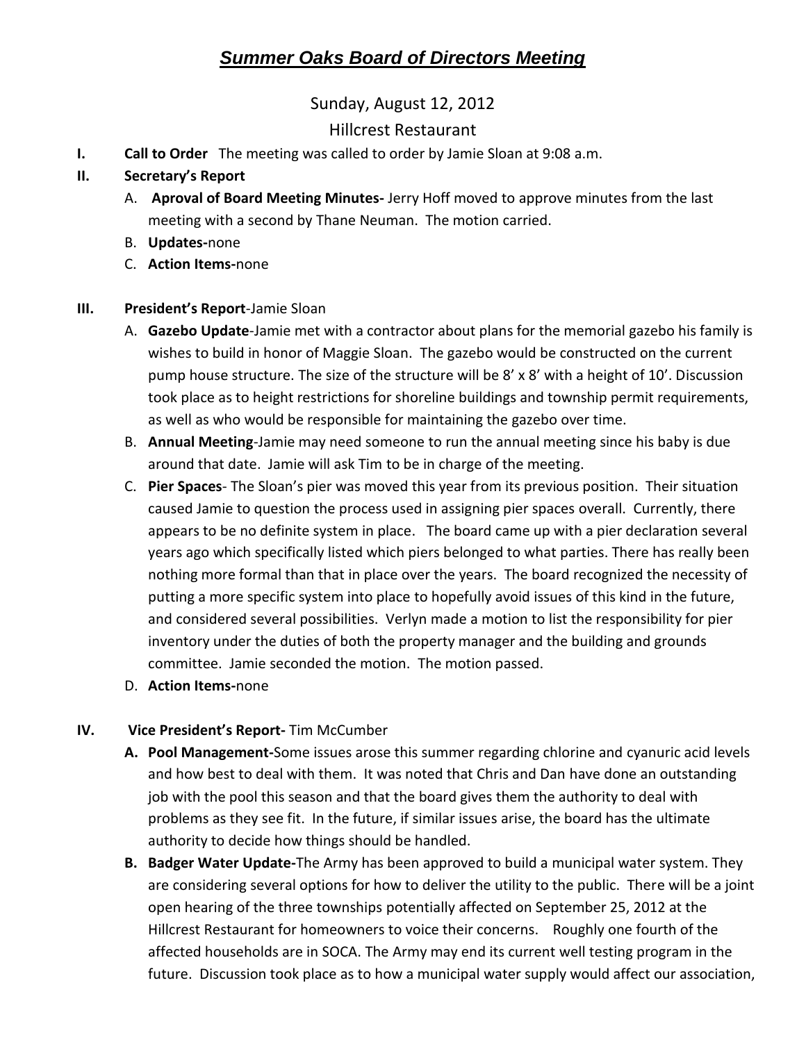# ***Summer Oaks Board of Directors Meeting***

Sunday, August 12, 2012

Hillcrest Restaurant

**I. Call to Order** The meeting was called to order by Jamie Sloan at 9:08 a.m.

**II. Secretary's Report**

A. **Aproval of Board Meeting Minutes-** Jerry Hoff moved to approve minutes from the last meeting with a second by Thane Neuman. The motion carried.

B. **Updates-**none

C. **Action Items-**none

**III. President's Report**-Jamie Sloan

A. **Gazebo Update**-Jamie met with a contractor about plans for the memorial gazebo his family is wishes to build in honor of Maggie Sloan. The gazebo would be constructed on the current pump house structure. The size of the structure will be 8' x 8' with a height of 10'. Discussion took place as to height restrictions for shoreline buildings and township permit requirements, as well as who would be responsible for maintaining the gazebo over time.

B. **Annual Meeting**-Jamie may need someone to run the annual meeting since his baby is due around that date. Jamie will ask Tim to be in charge of the meeting.

C. **Pier Spaces**- The Sloan's pier was moved this year from its previous position. Their situation caused Jamie to question the process used in assigning pier spaces overall. Currently, there appears to be no definite system in place. The board came up with a pier declaration several years ago which specifically listed which piers belonged to what parties. There has really been nothing more formal than that in place over the years. The board recognized the necessity of putting a more specific system into place to hopefully avoid issues of this kind in the future, and considered several possibilities. Verlyn made a motion to list the responsibility for pier inventory under the duties of both the property manager and the building and grounds committee. Jamie seconded the motion. The motion passed.

D. **Action Items-**none

**IV. Vice President's Report-** Tim McCumber

**A. Pool Management-**Some issues arose this summer regarding chlorine and cyanuric acid levels and how best to deal with them. It was noted that Chris and Dan have done an outstanding job with the pool this season and that the board gives them the authority to deal with problems as they see fit. In the future, if similar issues arise, the board has the ultimate authority to decide how things should be handled.

**B. Badger Water Update-**The Army has been approved to build a municipal water system. They are considering several options for how to deliver the utility to the public. There will be a joint open hearing of the three townships potentially affected on September 25, 2012 at the Hillcrest Restaurant for homeowners to voice their concerns. Roughly one fourth of the affected households are in SOCA. The Army may end its current well testing program in the future. Discussion took place as to how a municipal water supply would affect our association,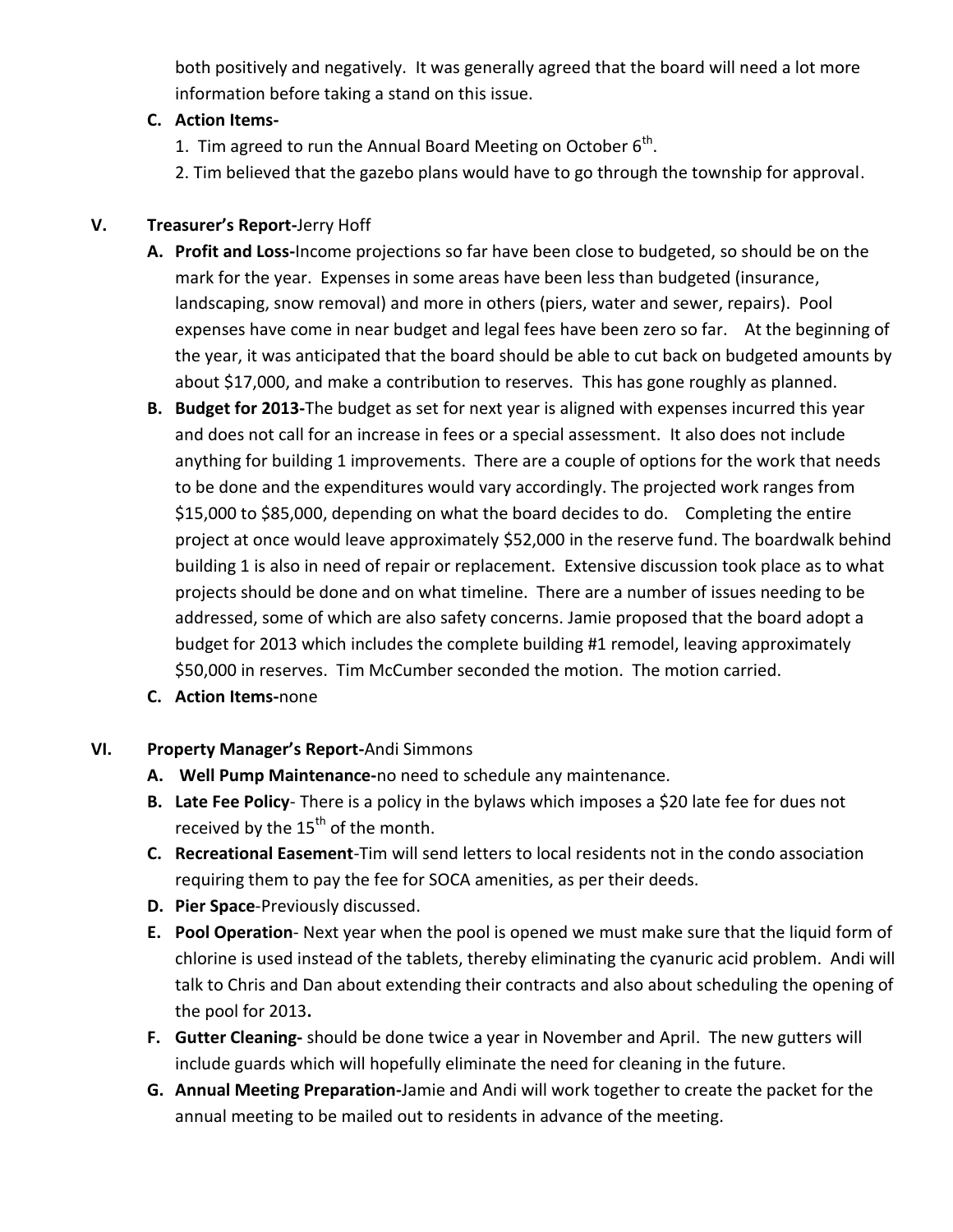both positively and negatively. It was generally agreed that the board will need a lot more information before taking a stand on this issue.

**C. Action Items-**

1. Tim agreed to run the Annual Board Meeting on October 6th.
2. Tim believed that the gazebo plans would have to go through the township for approval.

**V. Treasurer's Report-**Jerry Hoff

**A. Profit and Loss-**Income projections so far have been close to budgeted, so should be on the mark for the year. Expenses in some areas have been less than budgeted (insurance, landscaping, snow removal) and more in others (piers, water and sewer, repairs). Pool expenses have come in near budget and legal fees have been zero so far. At the beginning of the year, it was anticipated that the board should be able to cut back on budgeted amounts by about $17,000, and make a contribution to reserves. This has gone roughly as planned.

**B. Budget for 2013-**The budget as set for next year is aligned with expenses incurred this year and does not call for an increase in fees or a special assessment. It also does not include anything for building 1 improvements. There are a couple of options for the work that needs to be done and the expenditures would vary accordingly. The projected work ranges from $15,000 to $85,000, depending on what the board decides to do. Completing the entire project at once would leave approximately $52,000 in the reserve fund. The boardwalk behind building 1 is also in need of repair or replacement. Extensive discussion took place as to what projects should be done and on what timeline. There are a number of issues needing to be addressed, some of which are also safety concerns. Jamie proposed that the board adopt a budget for 2013 which includes the complete building #1 remodel, leaving approximately $50,000 in reserves. Tim McCumber seconded the motion. The motion carried.

**C. Action Items-**none

**VI. Property Manager's Report-**Andi Simmons

**A. Well Pump Maintenance-**no need to schedule any maintenance.

**B. Late Fee Policy**- There is a policy in the bylaws which imposes a $20 late fee for dues not received by the 15th of the month.

**C. Recreational Easement**-Tim will send letters to local residents not in the condo association requiring them to pay the fee for SOCA amenities, as per their deeds.

**D. Pier Space**-Previously discussed.

**E. Pool Operation**- Next year when the pool is opened we must make sure that the liquid form of chlorine is used instead of the tablets, thereby eliminating the cyanuric acid problem. Andi will talk to Chris and Dan about extending their contracts and also about scheduling the opening of the pool for 2013**.**

**F. Gutter Cleaning-** should be done twice a year in November and April. The new gutters will include guards which will hopefully eliminate the need for cleaning in the future.

**G. Annual Meeting Preparation-**Jamie and Andi will work together to create the packet for the annual meeting to be mailed out to residents in advance of the meeting.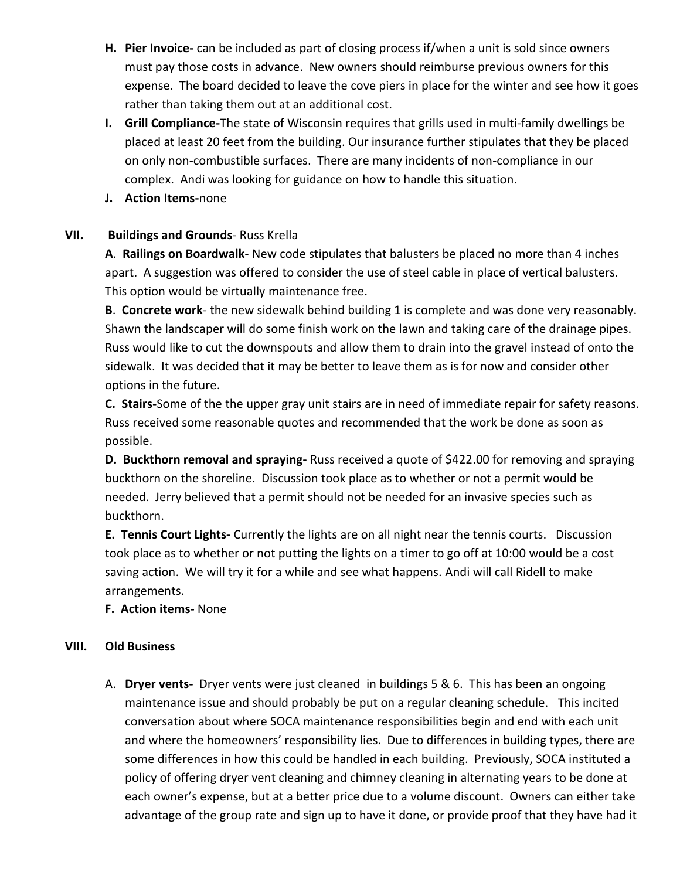H. **Pier Invoice-** can be included as part of closing process if/when a unit is sold since owners must pay those costs in advance. New owners should reimburse previous owners for this expense. The board decided to leave the cove piers in place for the winter and see how it goes rather than taking them out at an additional cost.

I. **Grill Compliance-**The state of Wisconsin requires that grills used in multi-family dwellings be placed at least 20 feet from the building. Our insurance further stipulates that they be placed on only non-combustible surfaces. There are many incidents of non-compliance in our complex. Andi was looking for guidance on how to handle this situation.

J. **Action Items-**none

## VII. **Buildings and Grounds**- Russ Krella

**A**. **Railings on Boardwalk**- New code stipulates that balusters be placed no more than 4 inches apart. A suggestion was offered to consider the use of steel cable in place of vertical balusters. This option would be virtually maintenance free.

**B**. **Concrete work**- the new sidewalk behind building 1 is complete and was done very reasonably. Shawn the landscaper will do some finish work on the lawn and taking care of the drainage pipes. Russ would like to cut the downspouts and allow them to drain into the gravel instead of onto the sidewalk. It was decided that it may be better to leave them as is for now and consider other options in the future.

**C. Stairs-**Some of the the upper gray unit stairs are in need of immediate repair for safety reasons. Russ received some reasonable quotes and recommended that the work be done as soon as possible.

**D. Buckthorn removal and spraying-** Russ received a quote of $422.00 for removing and spraying buckthorn on the shoreline. Discussion took place as to whether or not a permit would be needed. Jerry believed that a permit should not be needed for an invasive species such as buckthorn.

**E. Tennis Court Lights-** Currently the lights are on all night near the tennis courts. Discussion took place as to whether or not putting the lights on a timer to go off at 10:00 would be a cost saving action. We will try it for a while and see what happens. Andi will call Ridell to make arrangements.

**F. Action items-** None

## VIII. **Old Business**

A. **Dryer vents-** Dryer vents were just cleaned in buildings 5 & 6. This has been an ongoing maintenance issue and should probably be put on a regular cleaning schedule. This incited conversation about where SOCA maintenance responsibilities begin and end with each unit and where the homeowners' responsibility lies. Due to differences in building types, there are some differences in how this could be handled in each building. Previously, SOCA instituted a policy of offering dryer vent cleaning and chimney cleaning in alternating years to be done at each owner's expense, but at a better price due to a volume discount. Owners can either take advantage of the group rate and sign up to have it done, or provide proof that they have had it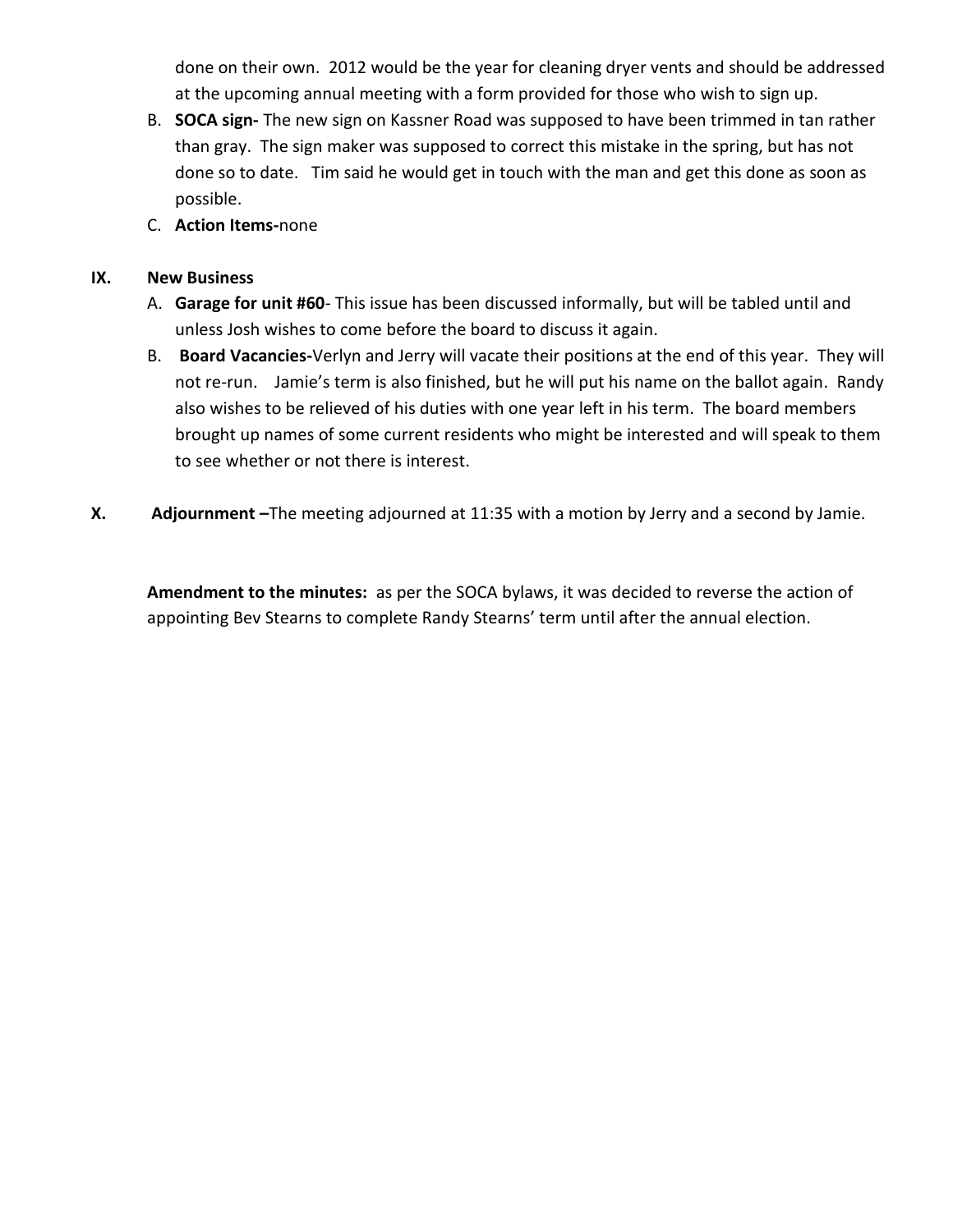done on their own. 2012 would be the year for cleaning dryer vents and should be addressed at the upcoming annual meeting with a form provided for those who wish to sign up.

B. **SOCA sign-** The new sign on Kassner Road was supposed to have been trimmed in tan rather than gray. The sign maker was supposed to correct this mistake in the spring, but has not done so to date. Tim said he would get in touch with the man and get this done as soon as possible.

C. **Action Items-**none

**IX. New Business**

A. **Garage for unit #60**- This issue has been discussed informally, but will be tabled until and unless Josh wishes to come before the board to discuss it again.

B. **Board Vacancies-**Verlyn and Jerry will vacate their positions at the end of this year. They will not re-run. Jamie's term is also finished, but he will put his name on the ballot again. Randy also wishes to be relieved of his duties with one year left in his term. The board members brought up names of some current residents who might be interested and will speak to them to see whether or not there is interest.

**X. Adjournment –**The meeting adjourned at 11:35 with a motion by Jerry and a second by Jamie.

**Amendment to the minutes:** as per the SOCA bylaws, it was decided to reverse the action of appointing Bev Stearns to complete Randy Stearns' term until after the annual election.